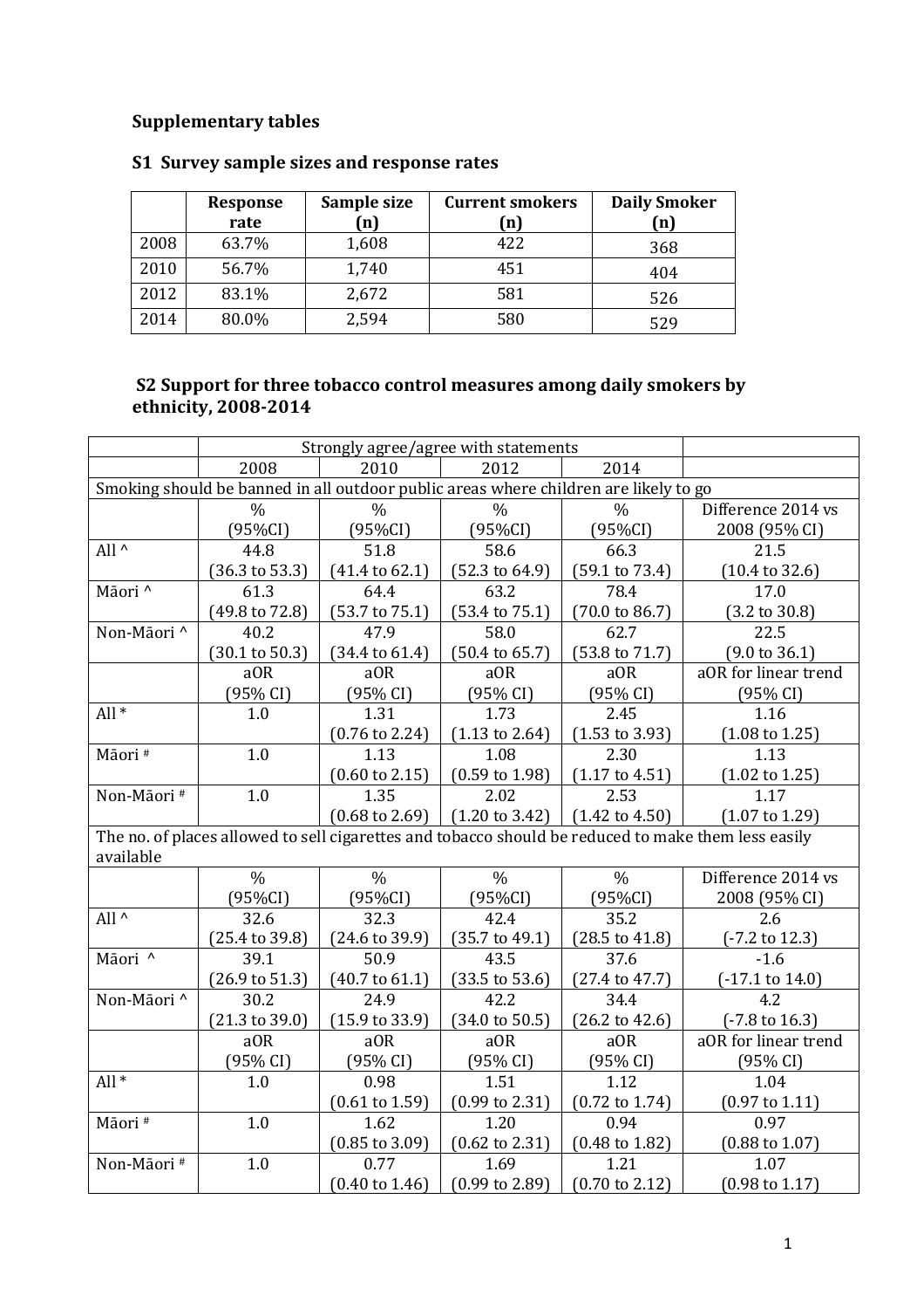**Supplementary tables**

**S1 Survey sample sizes and response rates**

| | Response rate | Sample size (n) | Current smokers (n) | Daily Smoker (n) |
|---|---|---|---|---|
| 2008 | 63.7% | 1,608 | 422 | 368 |
| 2010 | 56.7% | 1,740 | 451 | 404 |
| 2012 | 83.1% | 2,672 | 581 | 526 |
| 2014 | 80.0% | 2,594 | 580 | 529 |

**S2 Support for three tobacco control measures among daily smokers by ethnicity, 2008-2014**

| | Strongly agree/agree with statements | | | | |
|---|---|---|---|---|---|
| | 2008 | 2010 | 2012 | 2014 | |
| Smoking should be banned in all outdoor public areas where children are likely to go | | | | | |
| | % (95%CI) | % (95%CI) | % (95%CI) | % (95%CI) | Difference 2014 vs 2008 (95% CI) |
| All ^ | 44.8 (36.3 to 53.3) | 51.8 (41.4 to 62.1) | 58.6 (52.3 to 64.9) | 66.3 (59.1 to 73.4) | 21.5 (10.4 to 32.6) |
| Māori ^ | 61.3 (49.8 to 72.8) | 64.4 (53.7 to 75.1) | 63.2 (53.4 to 75.1) | 78.4 (70.0 to 86.7) | 17.0 (3.2 to 30.8) |
| Non-Māori ^ | 40.2 (30.1 to 50.3) | 47.9 (34.4 to 61.4) | 58.0 (50.4 to 65.7) | 62.7 (53.8 to 71.7) | 22.5 (9.0 to 36.1) |
| | aOR (95% CI) | aOR (95% CI) | aOR (95% CI) | aOR (95% CI) | aOR for linear trend (95% CI) |
| All * | 1.0 | 1.31 (0.76 to 2.24) | 1.73 (1.13 to 2.64) | 2.45 (1.53 to 3.93) | 1.16 (1.08 to 1.25) |
| Māori # | 1.0 | 1.13 (0.60 to 2.15) | 1.08 (0.59 to 1.98) | 2.30 (1.17 to 4.51) | 1.13 (1.02 to 1.25) |
| Non-Māori # | 1.0 | 1.35 (0.68 to 2.69) | 2.02 (1.20 to 3.42) | 2.53 (1.42 to 4.50) | 1.17 (1.07 to 1.29) |
| The no. of places allowed to sell cigarettes and tobacco should be reduced to make them less easily available | | | | | |
| | % (95%CI) | % (95%CI) | % (95%CI) | % (95%CI) | Difference 2014 vs 2008 (95% CI) |
| All ^ | 32.6 (25.4 to 39.8) | 32.3 (24.6 to 39.9) | 42.4 (35.7 to 49.1) | 35.2 (28.5 to 41.8) | 2.6 (-7.2 to 12.3) |
| Māori ^ | 39.1 (26.9 to 51.3) | 50.9 (40.7 to 61.1) | 43.5 (33.5 to 53.6) | 37.6 (27.4 to 47.7) | -1.6 (-17.1 to 14.0) |
| Non-Māori ^ | 30.2 (21.3 to 39.0) | 24.9 (15.9 to 33.9) | 42.2 (34.0 to 50.5) | 34.4 (26.2 to 42.6) | 4.2 (-7.8 to 16.3) |
| | aOR (95% CI) | aOR (95% CI) | aOR (95% CI) | aOR (95% CI) | aOR for linear trend (95% CI) |
| All * | 1.0 | 0.98 (0.61 to 1.59) | 1.51 (0.99 to 2.31) | 1.12 (0.72 to 1.74) | 1.04 (0.97 to 1.11) |
| Māori # | 1.0 | 1.62 (0.85 to 3.09) | 1.20 (0.62 to 2.31) | 0.94 (0.48 to 1.82) | 0.97 (0.88 to 1.07) |
| Non-Māori # | 1.0 | 0.77 (0.40 to 1.46) | 1.69 (0.99 to 2.89) | 1.21 (0.70 to 2.12) | 1.07 (0.98 to 1.17) |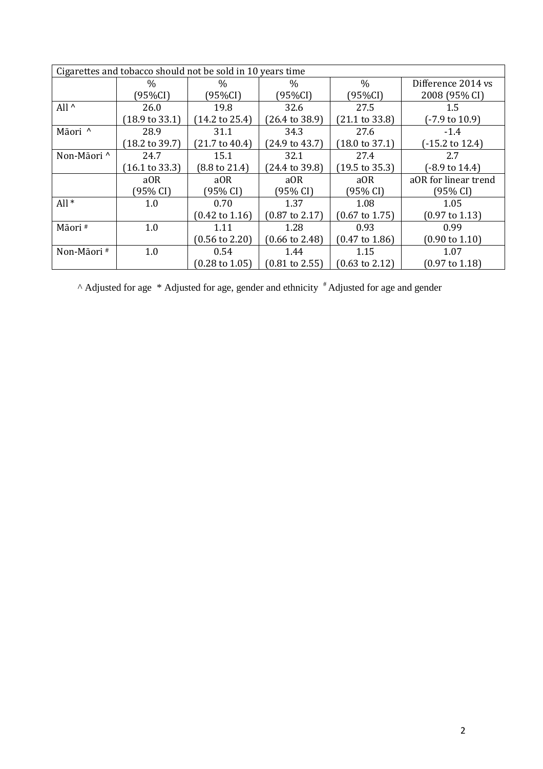| Cigarettes and tobacco should not be sold in 10 years time | | | | | |
|---|---|---|---|---|---|
| | % (95%CI) | % (95%CI) | % (95%CI) | % (95%CI) | Difference 2014 vs 2008 (95% CI) |
| All ^ | 26.0 (18.9 to 33.1) | 19.8 (14.2 to 25.4) | 32.6 (26.4 to 38.9) | 27.5 (21.1 to 33.8) | 1.5 (-7.9 to 10.9) |
| Māori ^ | 28.9 (18.2 to 39.7) | 31.1 (21.7 to 40.4) | 34.3 (24.9 to 43.7) | 27.6 (18.0 to 37.1) | -1.4 (-15.2 to 12.4) |
| Non-Māori ^ | 24.7 (16.1 to 33.3) | 15.1 (8.8 to 21.4) | 32.1 (24.4 to 39.8) | 27.4 (19.5 to 35.3) | 2.7 (-8.9 to 14.4) |
| | aOR (95% CI) | aOR (95% CI) | aOR (95% CI) | aOR (95% CI) | aOR for linear trend (95% CI) |
| All * | 1.0 | 0.70 (0.42 to 1.16) | 1.37 (0.87 to 2.17) | 1.08 (0.67 to 1.75) | 1.05 (0.97 to 1.13) |
| Māori # | 1.0 | 1.11 (0.56 to 2.20) | 1.28 (0.66 to 2.48) | 0.93 (0.47 to 1.86) | 0.99 (0.90 to 1.10) |
| Non-Māori # | 1.0 | 0.54 (0.28 to 1.05) | 1.44 (0.81 to 2.55) | 1.15 (0.63 to 2.12) | 1.07 (0.97 to 1.18) |

^ Adjusted for age * Adjusted for age, gender and ethnicity # Adjusted for age and gender